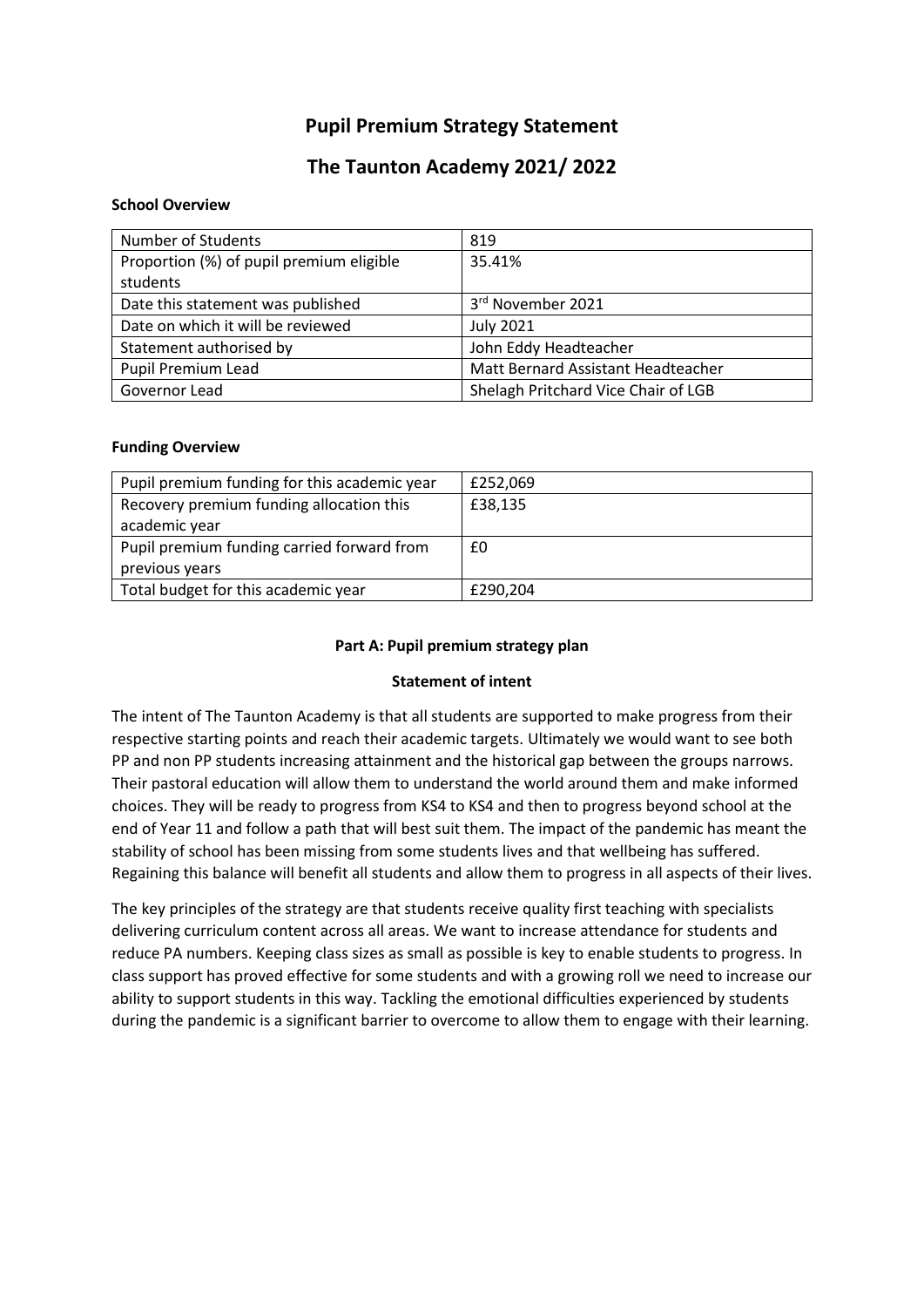# Pupil Premium Strategy Statement

# The Taunton Academy 2021/ 2022

**School Overview**

| Number of Students | 819 |
|---|---|
| Proportion (%) of pupil premium eligible students | 35.41% |
| Date this statement was published | 3rd November 2021 |
| Date on which it will be reviewed | July 2021 |
| Statement authorised by | John Eddy Headteacher |
| Pupil Premium Lead | Matt Bernard Assistant Headteacher |
| Governor Lead | Shelagh Pritchard Vice Chair of LGB |

**Funding Overview**

| Pupil premium funding for this academic year | £252,069 |
|---|---|
| Recovery premium funding allocation this academic year | £38,135 |
| Pupil premium funding carried forward from previous years | £0 |
| Total budget for this academic year | £290,204 |

**Part A: Pupil premium strategy plan**

**Statement of intent**

The intent of The Taunton Academy is that all students are supported to make progress from their respective starting points and reach their academic targets. Ultimately we would want to see both PP and non PP students increasing attainment and the historical gap between the groups narrows. Their pastoral education will allow them to understand the world around them and make informed choices. They will be ready to progress from KS4 to KS4 and then to progress beyond school at the end of Year 11 and follow a path that will best suit them. The impact of the pandemic has meant the stability of school has been missing from some students lives and that wellbeing has suffered. Regaining this balance will benefit all students and allow them to progress in all aspects of their lives.

The key principles of the strategy are that students receive quality first teaching with specialists delivering curriculum content across all areas. We want to increase attendance for students and reduce PA numbers. Keeping class sizes as small as possible is key to enable students to progress. In class support has proved effective for some students and with a growing roll we need to increase our ability to support students in this way. Tackling the emotional difficulties experienced by students during the pandemic is a significant barrier to overcome to allow them to engage with their learning.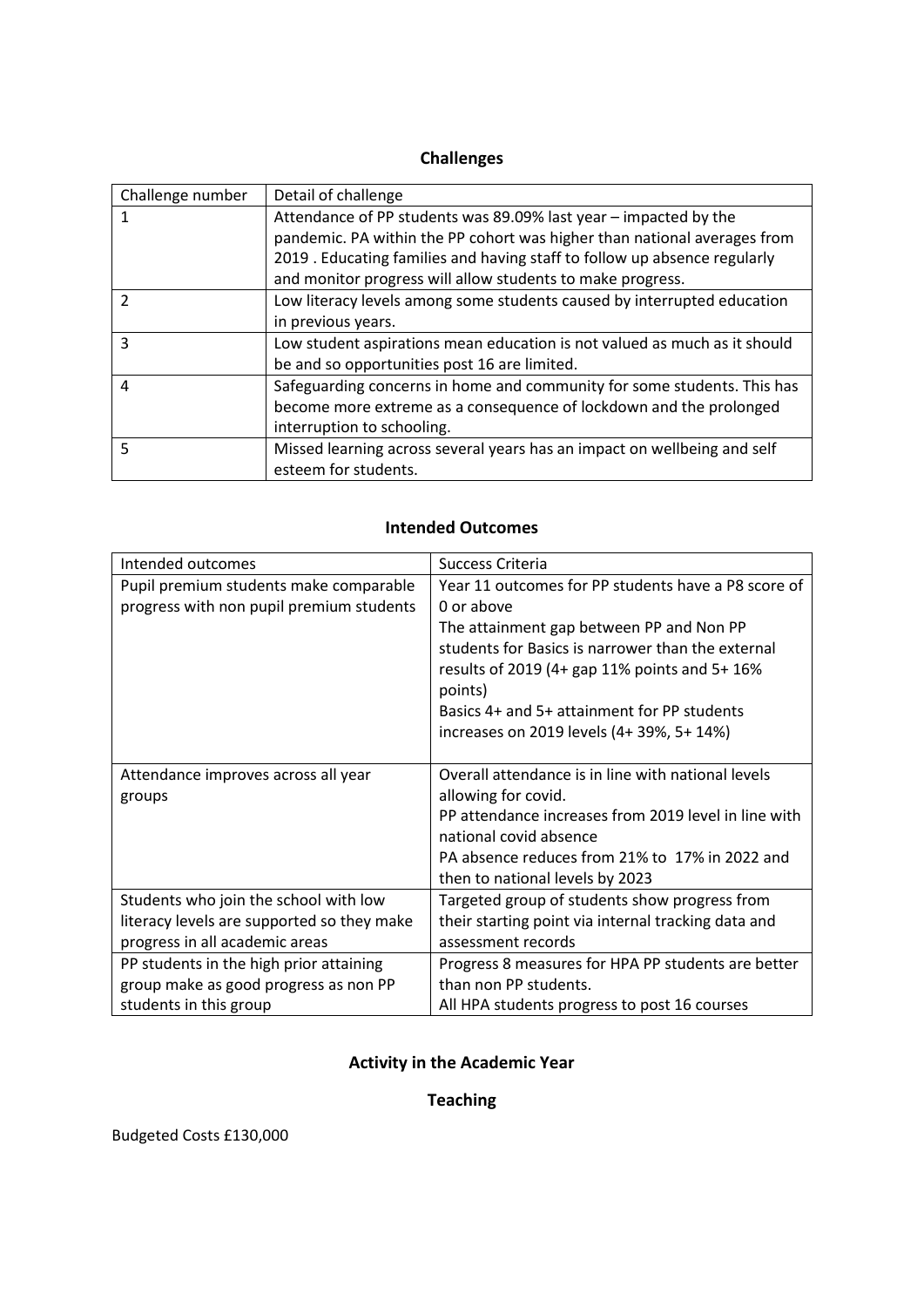## Challenges

| Challenge number | Detail of challenge |
|---|---|
| 1 | Attendance of PP students was 89.09% last year – impacted by the pandemic. PA within the PP cohort was higher than national averages from 2019 . Educating families and having staff to follow up absence regularly and monitor progress will allow students to make progress. |
| 2 | Low literacy levels among some students caused by interrupted education in previous years. |
| 3 | Low student aspirations mean education is not valued as much as it should be and so opportunities post 16 are limited. |
| 4 | Safeguarding concerns in home and community for some students. This has become more extreme as a consequence of lockdown and the prolonged interruption to schooling. |
| 5 | Missed learning across several years has an impact on wellbeing and self esteem for students. |

## Intended Outcomes

| Intended outcomes | Success Criteria |
|---|---|
| Pupil premium students make comparable progress with non pupil premium students | Year 11 outcomes for PP students have a P8 score of 0 or above<br>The attainment gap between PP and Non PP students for Basics is narrower than the external results of 2019 (4+ gap 11% points and 5+ 16% points)<br>Basics 4+ and 5+ attainment for PP students increases on 2019 levels (4+ 39%, 5+ 14%) |
| Attendance improves across all year groups | Overall attendance is in line with national levels allowing for covid.<br>PP attendance increases from 2019 level in line with national covid absence<br>PA absence reduces from 21% to 17% in 2022 and then to national levels by 2023 |
| Students who join the school with low literacy levels are supported so they make progress in all academic areas | Targeted group of students show progress from their starting point via internal tracking data and assessment records |
| PP students in the high prior attaining group make as good progress as non PP students in this group | Progress 8 measures for HPA PP students are better than non PP students.<br>All HPA students progress to post 16 courses |

## Activity in the Academic Year

### Teaching

Budgeted Costs £130,000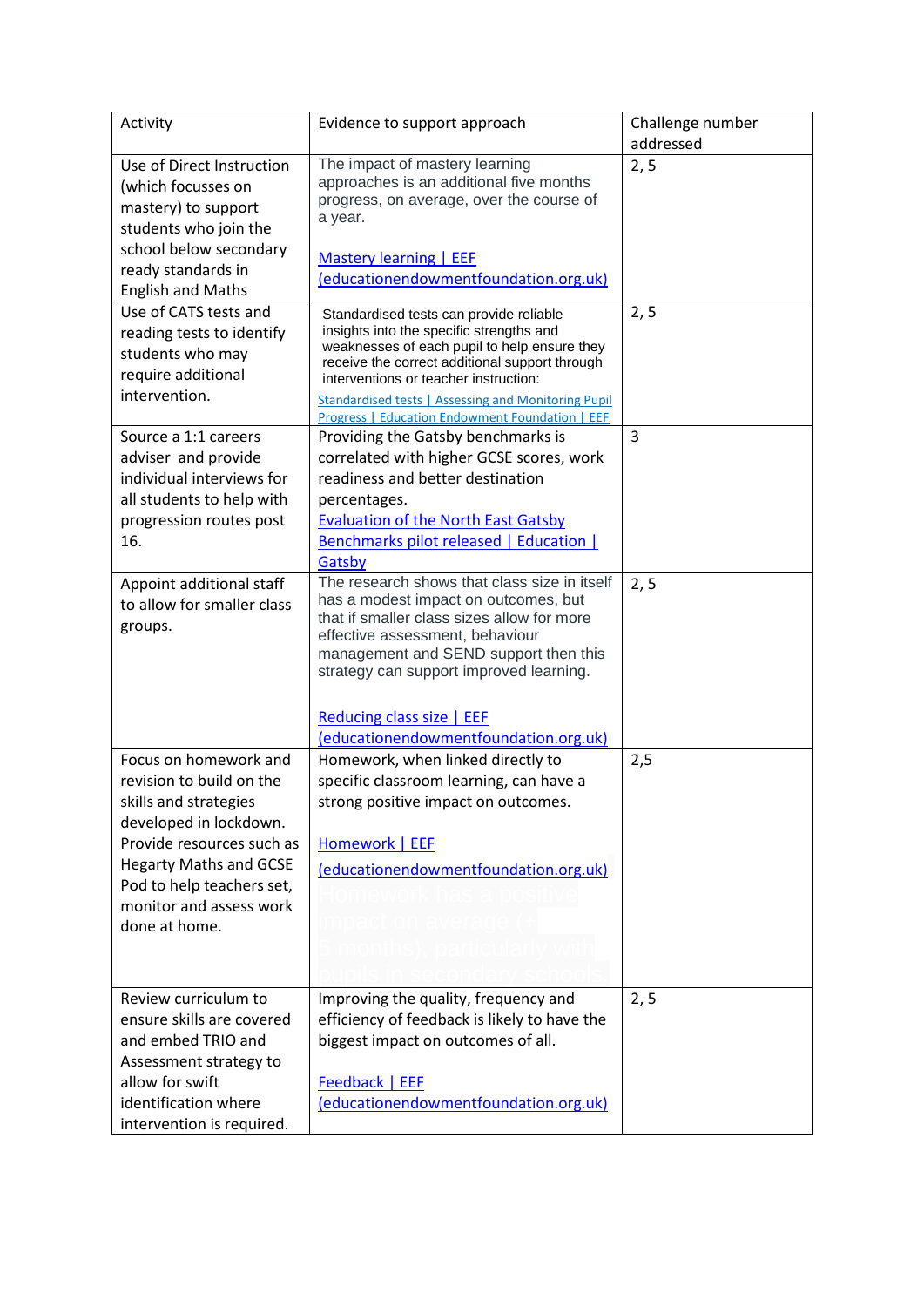| Activity | Evidence to support approach | Challenge number addressed |
|---|---|---|
| Use of Direct Instruction (which focusses on mastery) to support students who join the school below secondary ready standards in English and Maths | The impact of mastery learning approaches is an additional five months progress, on average, over the course of a year.<br><br>Mastery learning \| EEF (educationendowmentfoundation.org.uk) | 2, 5 |
| Use of CATS tests and reading tests to identify students who may require additional intervention. | Standardised tests can provide reliable insights into the specific strengths and weaknesses of each pupil to help ensure they receive the correct additional support through interventions or teacher instruction:<br>Standardised tests \| Assessing and Monitoring Pupil Progress \| Education Endowment Foundation \| EEF | 2, 5 |
| Source a 1:1 careers adviser and provide individual interviews for all students to help with progression routes post 16. | Providing the Gatsby benchmarks is correlated with higher GCSE scores, work readiness and better destination percentages.<br>Evaluation of the North East Gatsby Benchmarks pilot released \| Education \| Gatsby | 3 |
| Appoint additional staff to allow for smaller class groups. | The research shows that class size in itself has a modest impact on outcomes, but that if smaller class sizes allow for more effective assessment, behaviour management and SEND support then this strategy can support improved learning.<br><br>Reducing class size \| EEF (educationendowmentfoundation.org.uk) | 2, 5 |
| Focus on homework and revision to build on the skills and strategies developed in lockdown. Provide resources such as Hegarty Maths and GCSE Pod to help teachers set, monitor and assess work done at home. | Homework, when linked directly to specific classroom learning, can have a strong positive impact on outcomes.<br><br>Homework \| EEF (educationendowmentfoundation.org.uk)<br>Homework has a positive impact on average (+ 5 months), particularly with pupils in secondary schools. | 2,5 |
| Review curriculum to ensure skills are covered and embed TRIO and Assessment strategy to allow for swift identification where intervention is required. | Improving the quality, frequency and efficiency of feedback is likely to have the biggest impact on outcomes of all.<br><br>Feedback \| EEF (educationendowmentfoundation.org.uk) | 2, 5 |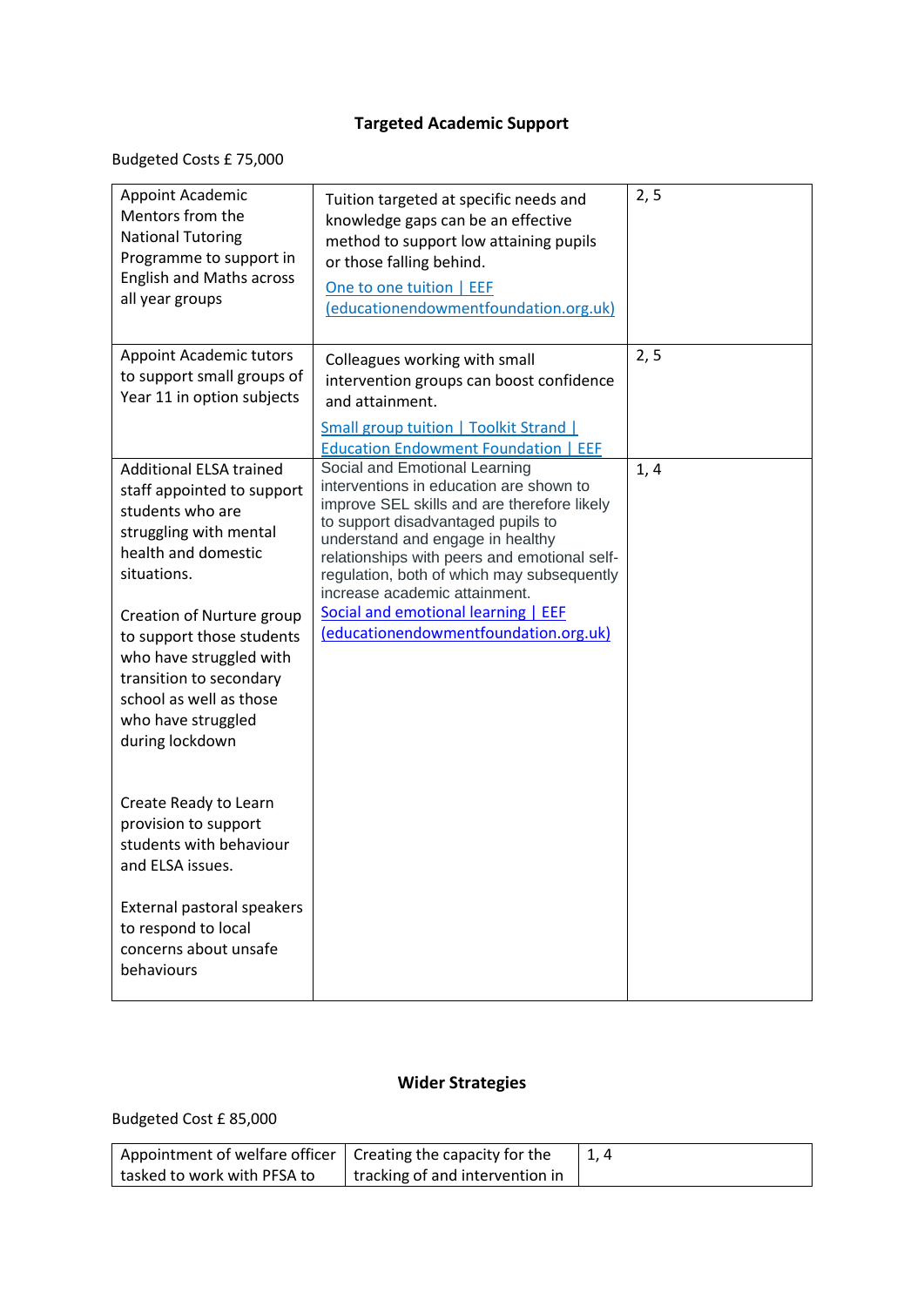## Targeted Academic Support

Budgeted Costs £ 75,000

| | | |
|---|---|---|
| Appoint Academic Mentors from the National Tutoring Programme to support in English and Maths across all year groups | Tuition targeted at specific needs and knowledge gaps can be an effective method to support low attaining pupils or those falling behind. [One to one tuition \| EEF (educationendowmentfoundation.org.uk)] | 2, 5 |
| Appoint Academic tutors to support small groups of Year 11 in option subjects | Colleagues working with small intervention groups can boost confidence and attainment. [Small group tuition \| Toolkit Strand \| Education Endowment Foundation \| EEF] | 2, 5 |
| Additional ELSA trained staff appointed to support students who are struggling with mental health and domestic situations.<br><br>Creation of Nurture group to support those students who have struggled with transition to secondary school as well as those who have struggled during lockdown<br><br>Create Ready to Learn provision to support students with behaviour and ELSA issues.<br><br>External pastoral speakers to respond to local concerns about unsafe behaviours | Social and Emotional Learning interventions in education are shown to improve SEL skills and are therefore likely to support disadvantaged pupils to understand and engage in healthy relationships with peers and emotional self-regulation, both of which may subsequently increase academic attainment. [Social and emotional learning \| EEF (educationendowmentfoundation.org.uk)] | 1, 4 |

## Wider Strategies

Budgeted Cost £ 85,000

| | | |
|---|---|---|
| Appointment of welfare officer tasked to work with PFSA to | Creating the capacity for the tracking of and intervention in | 1, 4 |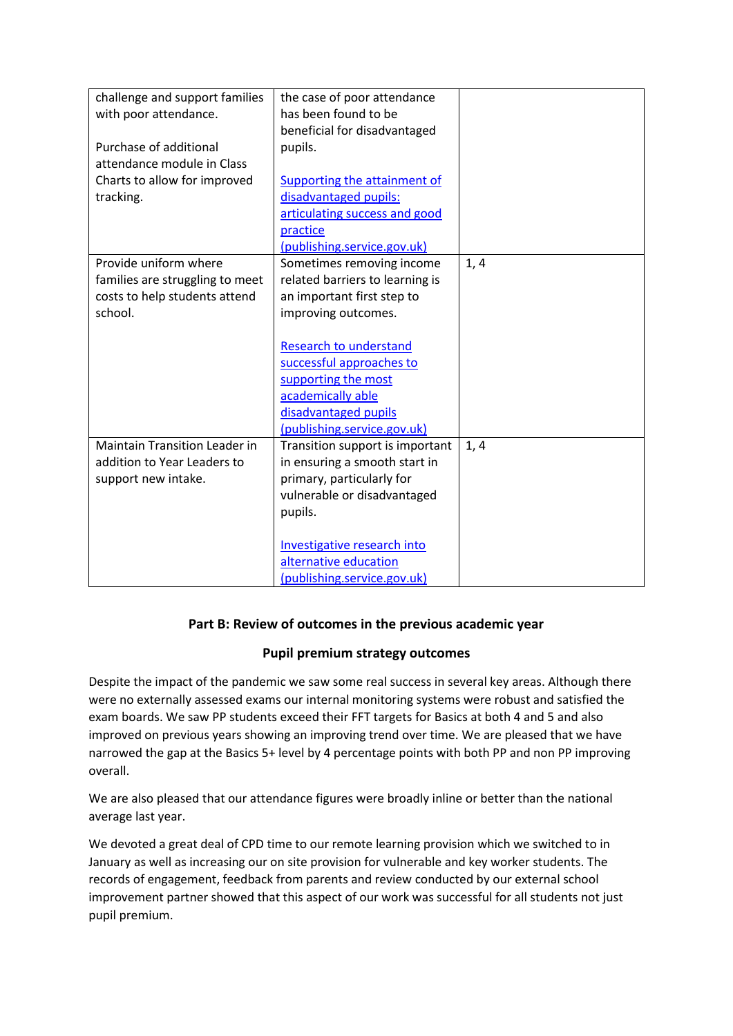| | | |
|---|---|---|
| challenge and support families with poor attendance.<br><br>Purchase of additional attendance module in Class Charts to allow for improved tracking. | the case of poor attendance has been found to be beneficial for disadvantaged pupils.<br><br>[Supporting the attainment of disadvantaged pupils: articulating success and good practice (publishing.service.gov.uk)]() | |
| Provide uniform where families are struggling to meet costs to help students attend school. | Sometimes removing income related barriers to learning is an important first step to improving outcomes.<br><br>[Research to understand successful approaches to supporting the most academically able disadvantaged pupils (publishing.service.gov.uk)]() | 1, 4 |
| Maintain Transition Leader in addition to Year Leaders to support new intake. | Transition support is important in ensuring a smooth start in primary, particularly for vulnerable or disadvantaged pupils.<br><br>[Investigative research into alternative education (publishing.service.gov.uk)]() | 1, 4 |

## Part B: Review of outcomes in the previous academic year

### Pupil premium strategy outcomes

Despite the impact of the pandemic we saw some real success in several key areas. Although there were no externally assessed exams our internal monitoring systems were robust and satisfied the exam boards. We saw PP students exceed their FFT targets for Basics at both 4 and 5 and also improved on previous years showing an improving trend over time. We are pleased that we have narrowed the gap at the Basics 5+ level by 4 percentage points with both PP and non PP improving overall.

We are also pleased that our attendance figures were broadly inline or better than the national average last year.

We devoted a great deal of CPD time to our remote learning provision which we switched to in January as well as increasing our on site provision for vulnerable and key worker students. The records of engagement, feedback from parents and review conducted by our external school improvement partner showed that this aspect of our work was successful for all students not just pupil premium.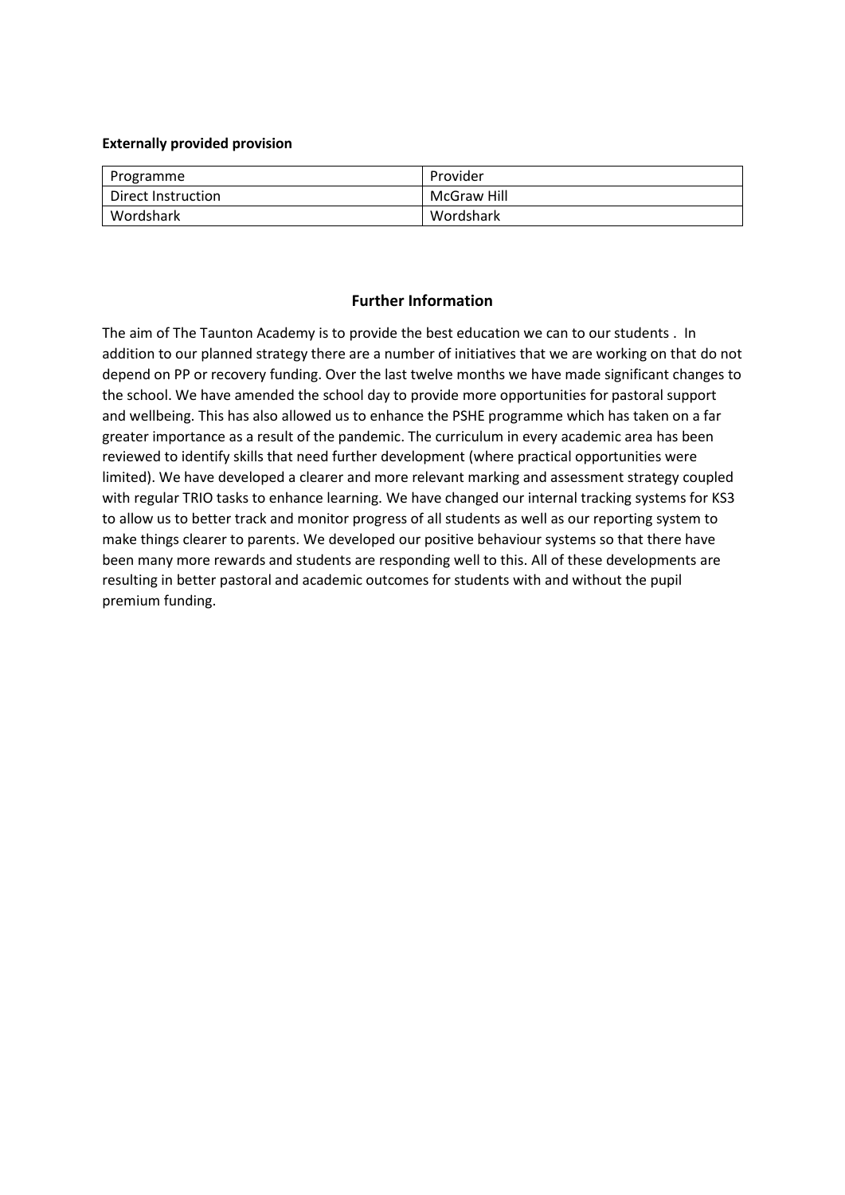**Externally provided provision**

| Programme | Provider |
| --- | --- |
| Direct Instruction | McGraw Hill |
| Wordshark | Wordshark |

## Further Information

The aim of The Taunton Academy is to provide the best education we can to our students . In addition to our planned strategy there are a number of initiatives that we are working on that do not depend on PP or recovery funding. Over the last twelve months we have made significant changes to the school. We have amended the school day to provide more opportunities for pastoral support and wellbeing. This has also allowed us to enhance the PSHE programme which has taken on a far greater importance as a result of the pandemic. The curriculum in every academic area has been reviewed to identify skills that need further development (where practical opportunities were limited). We have developed a clearer and more relevant marking and assessment strategy coupled with regular TRIO tasks to enhance learning. We have changed our internal tracking systems for KS3 to allow us to better track and monitor progress of all students as well as our reporting system to make things clearer to parents. We developed our positive behaviour systems so that there have been many more rewards and students are responding well to this. All of these developments are resulting in better pastoral and academic outcomes for students with and without the pupil premium funding.